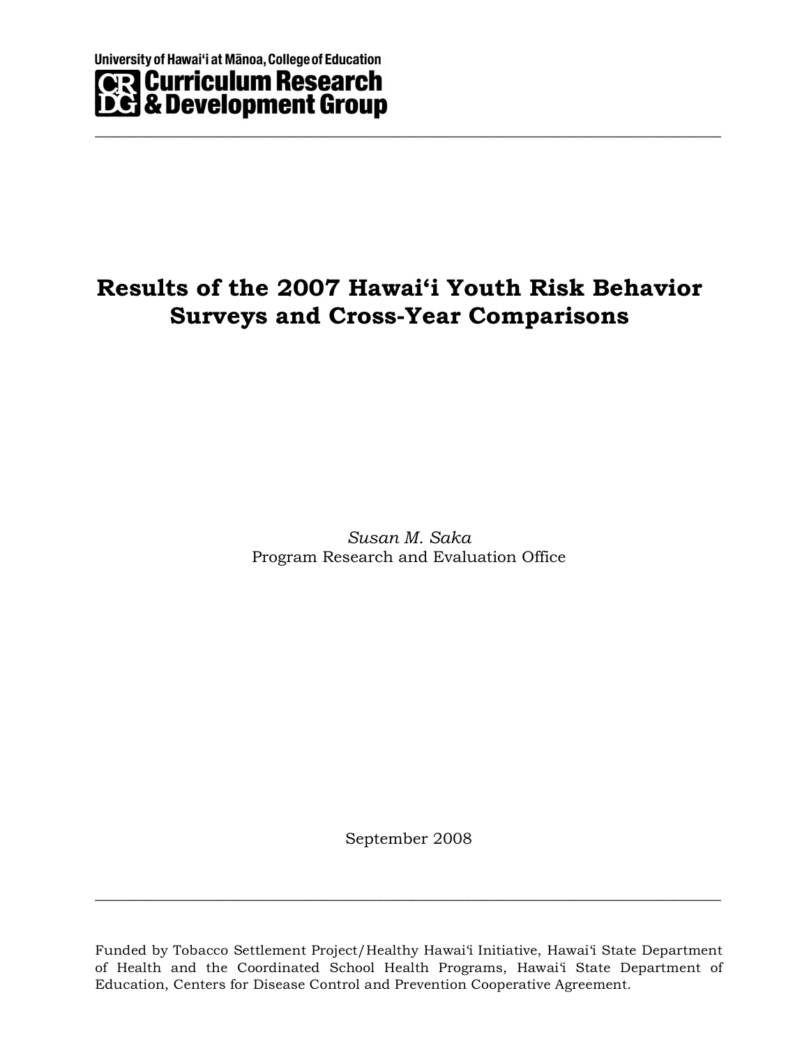University of Hawaiʻi at Mānoa, College of Education

CRDG Curriculum Research & Development Group

# Results of the 2007 Hawaiʻi Youth Risk Behavior Surveys and Cross-Year Comparisons

*Susan M. Saka*
Program Research and Evaluation Office

September 2008

Funded by Tobacco Settlement Project/Healthy Hawaiʻi Initiative, Hawaiʻi State Department of Health and the Coordinated School Health Programs, Hawaiʻi State Department of Education, Centers for Disease Control and Prevention Cooperative Agreement.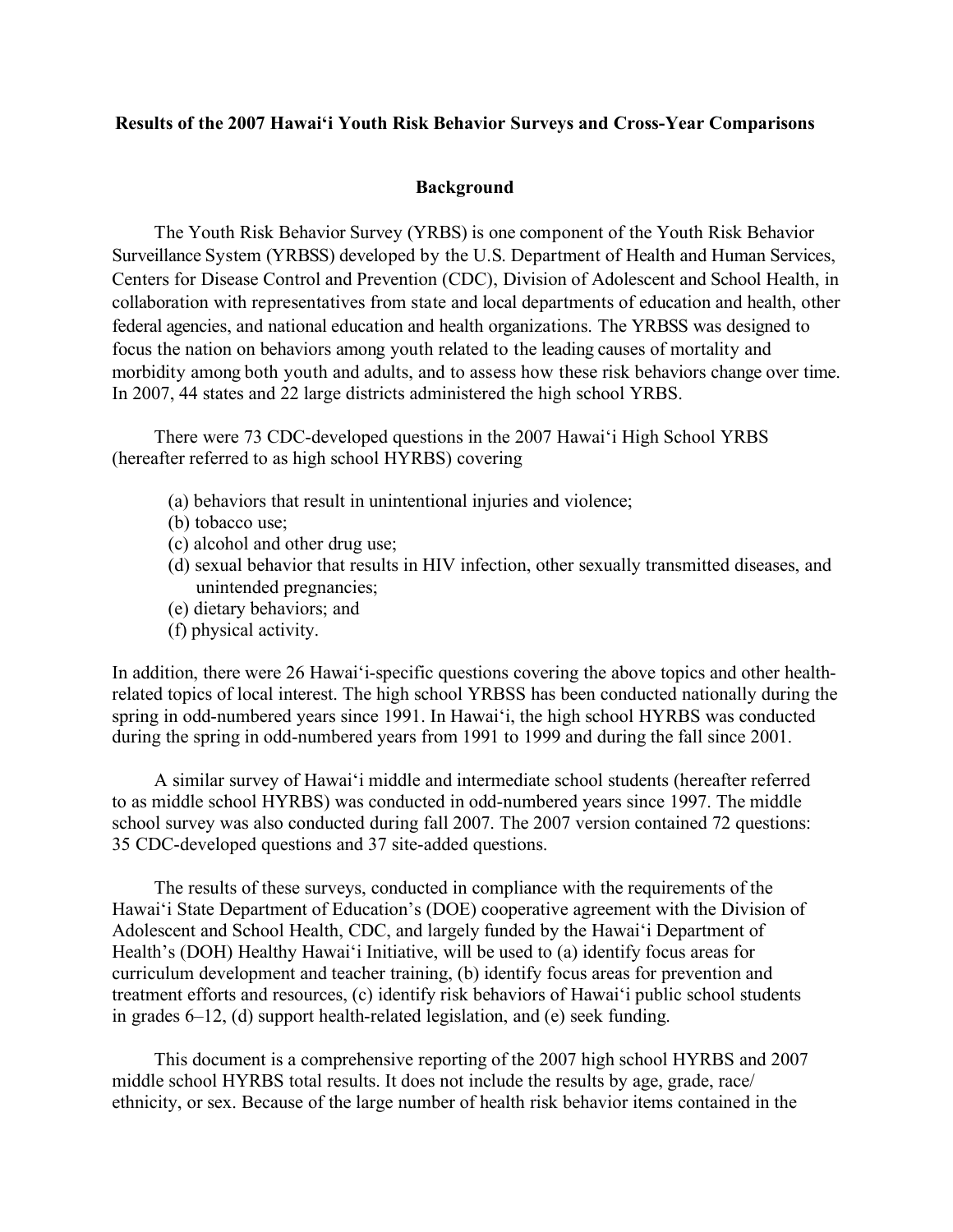**Results of the 2007 Hawai'i Youth Risk Behavior Surveys and Cross-Year Comparisons**

**Background**

The Youth Risk Behavior Survey (YRBS) is one component of the Youth Risk Behavior Surveillance System (YRBSS) developed by the U.S. Department of Health and Human Services, Centers for Disease Control and Prevention (CDC), Division of Adolescent and School Health, in collaboration with representatives from state and local departments of education and health, other federal agencies, and national education and health organizations. The YRBSS was designed to focus the nation on behaviors among youth related to the leading causes of mortality and morbidity among both youth and adults, and to assess how these risk behaviors change over time. In 2007, 44 states and 22 large districts administered the high school YRBS.

There were 73 CDC-developed questions in the 2007 Hawai'i High School YRBS (hereafter referred to as high school HYRBS) covering

(a) behaviors that result in unintentional injuries and violence;
(b) tobacco use;
(c) alcohol and other drug use;
(d) sexual behavior that results in HIV infection, other sexually transmitted diseases, and unintended pregnancies;
(e) dietary behaviors; and
(f) physical activity.

In addition, there were 26 Hawai'i-specific questions covering the above topics and other health-related topics of local interest. The high school YRBSS has been conducted nationally during the spring in odd-numbered years since 1991. In Hawai'i, the high school HYRBS was conducted during the spring in odd-numbered years from 1991 to 1999 and during the fall since 2001.

A similar survey of Hawai'i middle and intermediate school students (hereafter referred to as middle school HYRBS) was conducted in odd-numbered years since 1997. The middle school survey was also conducted during fall 2007. The 2007 version contained 72 questions: 35 CDC-developed questions and 37 site-added questions.

The results of these surveys, conducted in compliance with the requirements of the Hawai'i State Department of Education's (DOE) cooperative agreement with the Division of Adolescent and School Health, CDC, and largely funded by the Hawai'i Department of Health's (DOH) Healthy Hawai'i Initiative, will be used to (a) identify focus areas for curriculum development and teacher training, (b) identify focus areas for prevention and treatment efforts and resources, (c) identify risk behaviors of Hawai'i public school students in grades 6–12, (d) support health-related legislation, and (e) seek funding.

This document is a comprehensive reporting of the 2007 high school HYRBS and 2007 middle school HYRBS total results. It does not include the results by age, grade, race/ethnicity, or sex. Because of the large number of health risk behavior items contained in the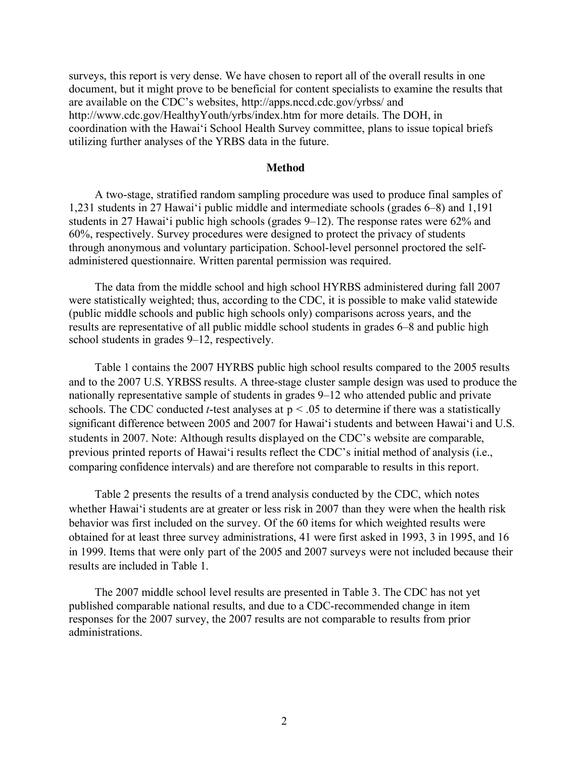surveys, this report is very dense. We have chosen to report all of the overall results in one document, but it might prove to be beneficial for content specialists to examine the results that are available on the CDC's websites, http://apps.nccd.cdc.gov/yrbss/ and http://www.cdc.gov/HealthyYouth/yrbs/index.htm for more details. The DOH, in coordination with the Hawai'i School Health Survey committee, plans to issue topical briefs utilizing further analyses of the YRBS data in the future.

## Method

A two-stage, stratified random sampling procedure was used to produce final samples of 1,231 students in 27 Hawai'i public middle and intermediate schools (grades 6–8) and 1,191 students in 27 Hawai'i public high schools (grades 9–12). The response rates were 62% and 60%, respectively. Survey procedures were designed to protect the privacy of students through anonymous and voluntary participation. School-level personnel proctored the self-administered questionnaire. Written parental permission was required.

The data from the middle school and high school HYRBS administered during fall 2007 were statistically weighted; thus, according to the CDC, it is possible to make valid statewide (public middle schools and public high schools only) comparisons across years, and the results are representative of all public middle school students in grades 6–8 and public high school students in grades 9–12, respectively.

Table 1 contains the 2007 HYRBS public high school results compared to the 2005 results and to the 2007 U.S. YRBSS results. A three-stage cluster sample design was used to produce the nationally representative sample of students in grades 9–12 who attended public and private schools. The CDC conducted *t*-test analyses at $p < .05$ to determine if there was a statistically significant difference between 2005 and 2007 for Hawai'i students and between Hawai'i and U.S. students in 2007. Note: Although results displayed on the CDC's website are comparable, previous printed reports of Hawai'i results reflect the CDC's initial method of analysis (i.e., comparing confidence intervals) and are therefore not comparable to results in this report.

Table 2 presents the results of a trend analysis conducted by the CDC, which notes whether Hawai'i students are at greater or less risk in 2007 than they were when the health risk behavior was first included on the survey. Of the 60 items for which weighted results were obtained for at least three survey administrations, 41 were first asked in 1993, 3 in 1995, and 16 in 1999. Items that were only part of the 2005 and 2007 surveys were not included because their results are included in Table 1.

The 2007 middle school level results are presented in Table 3. The CDC has not yet published comparable national results, and due to a CDC-recommended change in item responses for the 2007 survey, the 2007 results are not comparable to results from prior administrations.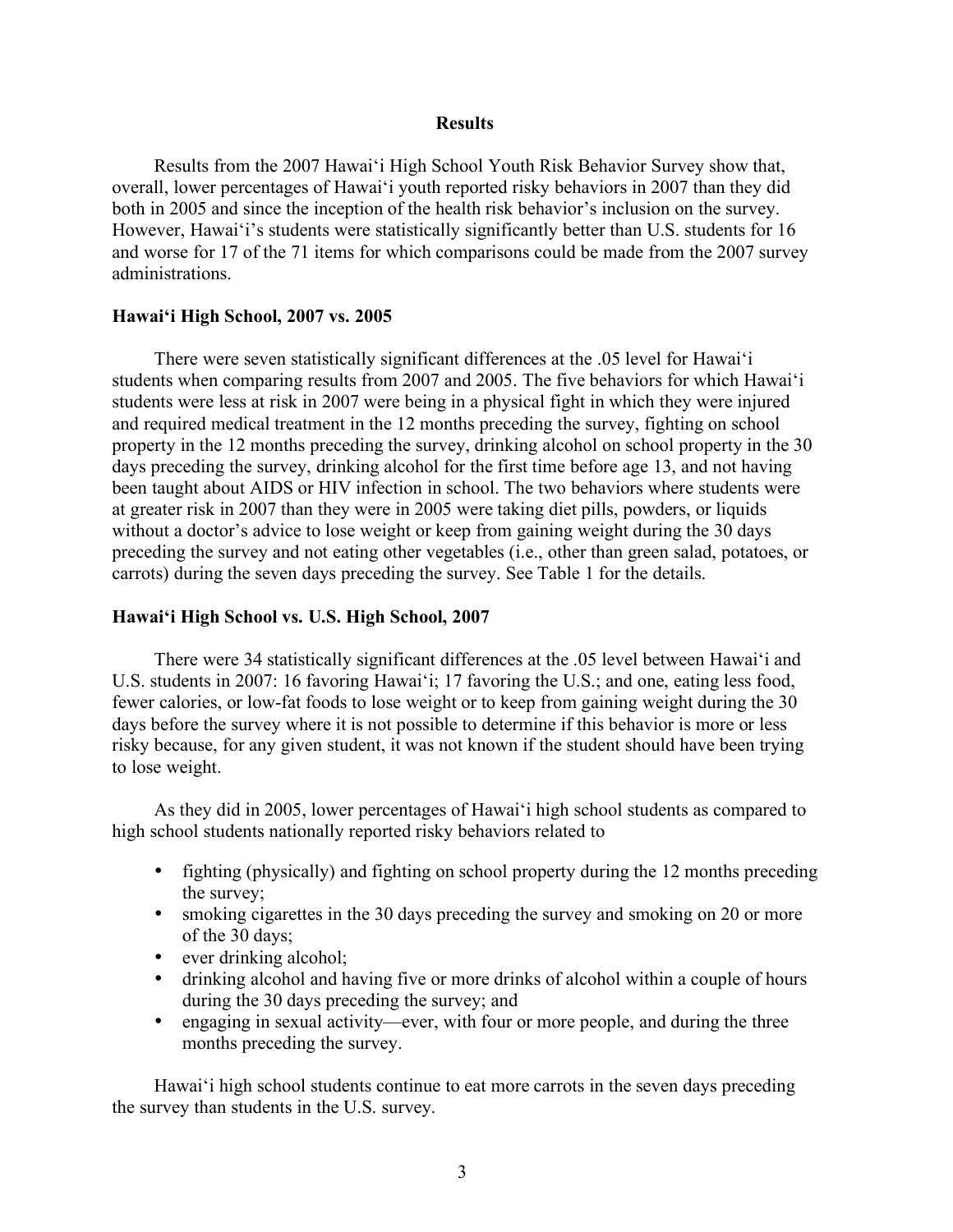## Results

Results from the 2007 Hawai'i High School Youth Risk Behavior Survey show that, overall, lower percentages of Hawai'i youth reported risky behaviors in 2007 than they did both in 2005 and since the inception of the health risk behavior's inclusion on the survey. However, Hawai'i's students were statistically significantly better than U.S. students for 16 and worse for 17 of the 71 items for which comparisons could be made from the 2007 survey administrations.

### Hawai'i High School, 2007 vs. 2005

There were seven statistically significant differences at the .05 level for Hawai'i students when comparing results from 2007 and 2005. The five behaviors for which Hawai'i students were less at risk in 2007 were being in a physical fight in which they were injured and required medical treatment in the 12 months preceding the survey, fighting on school property in the 12 months preceding the survey, drinking alcohol on school property in the 30 days preceding the survey, drinking alcohol for the first time before age 13, and not having been taught about AIDS or HIV infection in school. The two behaviors where students were at greater risk in 2007 than they were in 2005 were taking diet pills, powders, or liquids without a doctor's advice to lose weight or keep from gaining weight during the 30 days preceding the survey and not eating other vegetables (i.e., other than green salad, potatoes, or carrots) during the seven days preceding the survey. See Table 1 for the details.

### Hawai'i High School vs. U.S. High School, 2007

There were 34 statistically significant differences at the .05 level between Hawai'i and U.S. students in 2007: 16 favoring Hawai'i; 17 favoring the U.S.; and one, eating less food, fewer calories, or low-fat foods to lose weight or to keep from gaining weight during the 30 days before the survey where it is not possible to determine if this behavior is more or less risky because, for any given student, it was not known if the student should have been trying to lose weight.

As they did in 2005, lower percentages of Hawai'i high school students as compared to high school students nationally reported risky behaviors related to

- fighting (physically) and fighting on school property during the 12 months preceding the survey;
- smoking cigarettes in the 30 days preceding the survey and smoking on 20 or more of the 30 days;
- ever drinking alcohol;
- drinking alcohol and having five or more drinks of alcohol within a couple of hours during the 30 days preceding the survey; and
- engaging in sexual activity—ever, with four or more people, and during the three months preceding the survey.

Hawai'i high school students continue to eat more carrots in the seven days preceding the survey than students in the U.S. survey.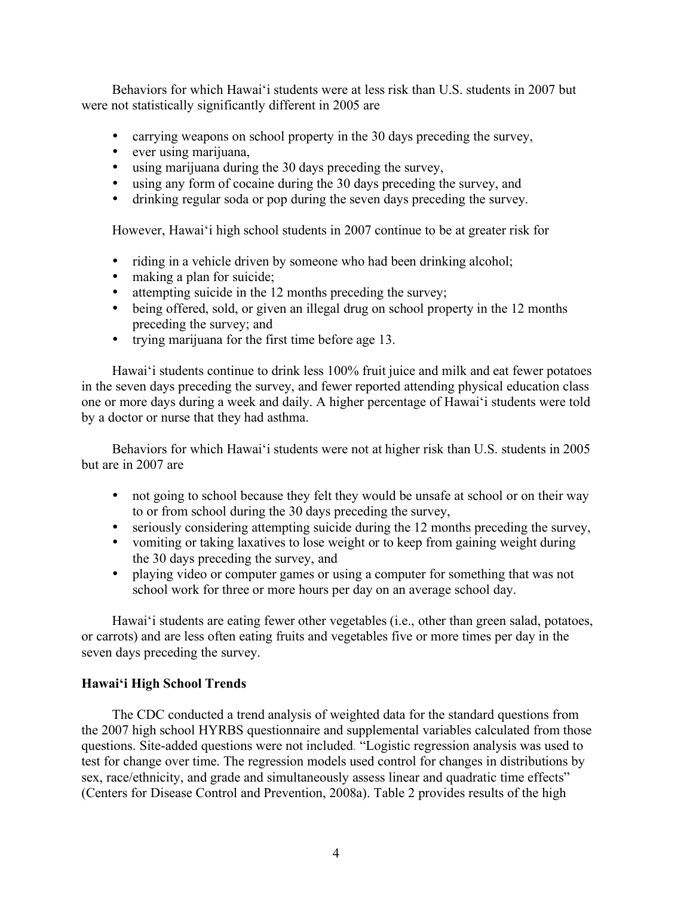Behaviors for which Hawaiʻi students were at less risk than U.S. students in 2007 but were not statistically significantly different in 2005 are

- carrying weapons on school property in the 30 days preceding the survey,
- ever using marijuana,
- using marijuana during the 30 days preceding the survey,
- using any form of cocaine during the 30 days preceding the survey, and
- drinking regular soda or pop during the seven days preceding the survey.

However, Hawaiʻi high school students in 2007 continue to be at greater risk for

- riding in a vehicle driven by someone who had been drinking alcohol;
- making a plan for suicide;
- attempting suicide in the 12 months preceding the survey;
- being offered, sold, or given an illegal drug on school property in the 12 months preceding the survey; and
- trying marijuana for the first time before age 13.

Hawaiʻi students continue to drink less 100% fruit juice and milk and eat fewer potatoes in the seven days preceding the survey, and fewer reported attending physical education class one or more days during a week and daily. A higher percentage of Hawaiʻi students were told by a doctor or nurse that they had asthma.

Behaviors for which Hawaiʻi students were not at higher risk than U.S. students in 2005 but are in 2007 are

- not going to school because they felt they would be unsafe at school or on their way to or from school during the 30 days preceding the survey,
- seriously considering attempting suicide during the 12 months preceding the survey,
- vomiting or taking laxatives to lose weight or to keep from gaining weight during the 30 days preceding the survey, and
- playing video or computer games or using a computer for something that was not school work for three or more hours per day on an average school day.

Hawaiʻi students are eating fewer other vegetables (i.e., other than green salad, potatoes, or carrots) and are less often eating fruits and vegetables five or more times per day in the seven days preceding the survey.

**Hawaiʻi High School Trends**

The CDC conducted a trend analysis of weighted data for the standard questions from the 2007 high school HYRBS questionnaire and supplemental variables calculated from those questions. Site-added questions were not included. "Logistic regression analysis was used to test for change over time. The regression models used control for changes in distributions by sex, race/ethnicity, and grade and simultaneously assess linear and quadratic time effects" (Centers for Disease Control and Prevention, 2008a). Table 2 provides results of the high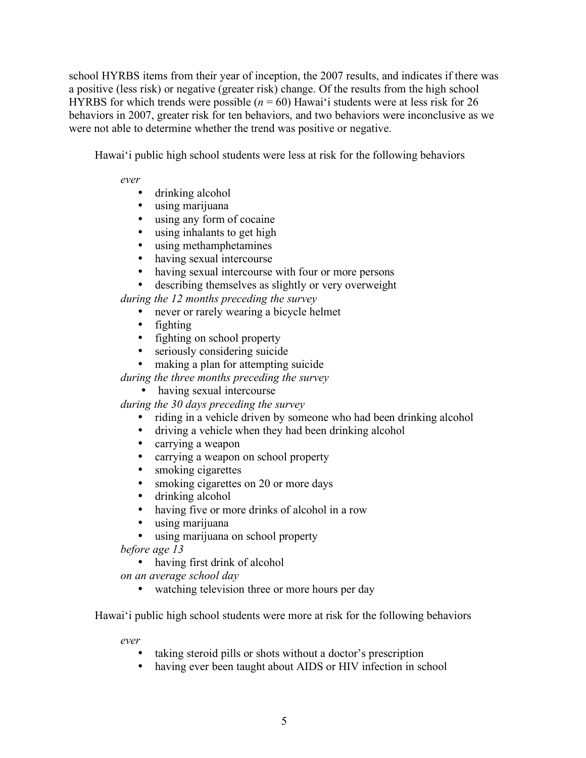school HYRBS items from their year of inception, the 2007 results, and indicates if there was a positive (less risk) or negative (greater risk) change. Of the results from the high school HYRBS for which trends were possible ($n = 60$) Hawai'i students were at less risk for 26 behaviors in 2007, greater risk for ten behaviors, and two behaviors were inconclusive as we were not able to determine whether the trend was positive or negative.

Hawai'i public high school students were less at risk for the following behaviors

*ever*

- drinking alcohol
- using marijuana
- using any form of cocaine
- using inhalants to get high
- using methamphetamines
- having sexual intercourse
- having sexual intercourse with four or more persons
- describing themselves as slightly or very overweight

*during the 12 months preceding the survey*

- never or rarely wearing a bicycle helmet
- fighting
- fighting on school property
- seriously considering suicide
- making a plan for attempting suicide

*during the three months preceding the survey*

- having sexual intercourse

*during the 30 days preceding the survey*

- riding in a vehicle driven by someone who had been drinking alcohol
- driving a vehicle when they had been drinking alcohol
- carrying a weapon
- carrying a weapon on school property
- smoking cigarettes
- smoking cigarettes on 20 or more days
- drinking alcohol
- having five or more drinks of alcohol in a row
- using marijuana
- using marijuana on school property

*before age 13*

- having first drink of alcohol

*on an average school day*

- watching television three or more hours per day

Hawai'i public high school students were more at risk for the following behaviors

*ever*

- taking steroid pills or shots without a doctor's prescription
- having ever been taught about AIDS or HIV infection in school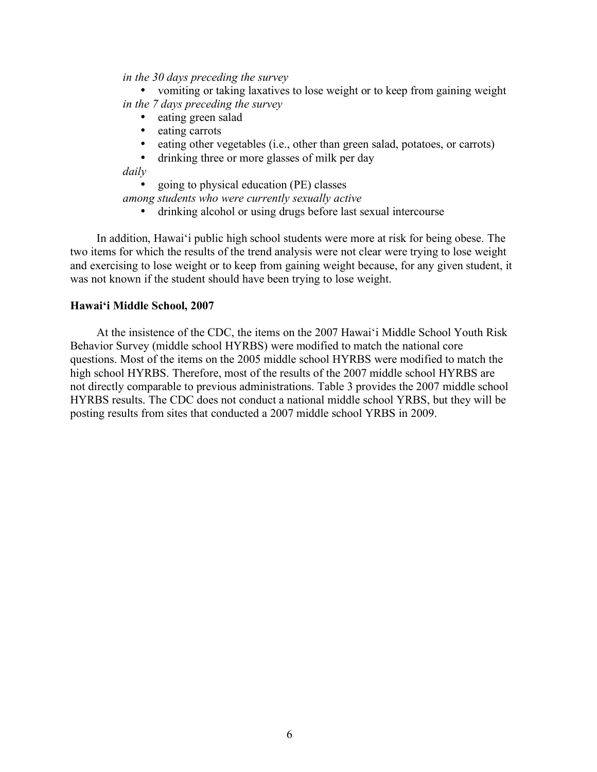*in the 30 days preceding the survey*

- vomiting or taking laxatives to lose weight or to keep from gaining weight

*in the 7 days preceding the survey*

- eating green salad
- eating carrots
- eating other vegetables (i.e., other than green salad, potatoes, or carrots)
- drinking three or more glasses of milk per day

*daily*

- going to physical education (PE) classes

*among students who were currently sexually active*

- drinking alcohol or using drugs before last sexual intercourse

In addition, Hawai‘i public high school students were more at risk for being obese. The two items for which the results of the trend analysis were not clear were trying to lose weight and exercising to lose weight or to keep from gaining weight because, for any given student, it was not known if the student should have been trying to lose weight.

### Hawai‘i Middle School, 2007

At the insistence of the CDC, the items on the 2007 Hawai‘i Middle School Youth Risk Behavior Survey (middle school HYRBS) were modified to match the national core questions. Most of the items on the 2005 middle school HYRBS were modified to match the high school HYRBS. Therefore, most of the results of the 2007 middle school HYRBS are not directly comparable to previous administrations. Table 3 provides the 2007 middle school HYRBS results. The CDC does not conduct a national middle school YRBS, but they will be posting results from sites that conducted a 2007 middle school YRBS in 2009.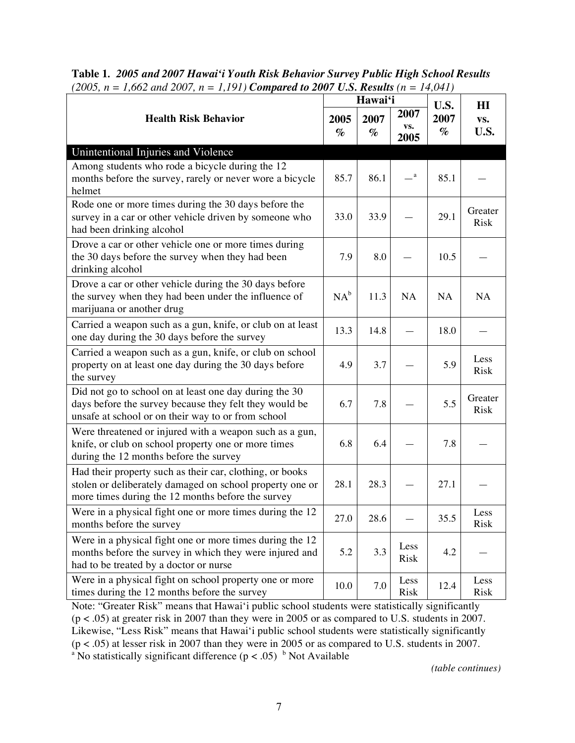**Table 1.** ***2005 and 2007 Hawai'i Youth Risk Behavior Survey Public High School Results*** *(2005, n = 1,662 and 2007, n = 1,191)* ***Compared to 2007 U.S. Results*** *(n = 14,041)*

| Health Risk Behavior | Hawai'i | | | U.S. | HI vs. U.S. |
|---|---|---|---|---|---|
| | 2005 % | 2007 % | 2007 vs. 2005 | 2007 % | |
| **Unintentional Injuries and Violence** | | | | | |
| Among students who rode a bicycle during the 12 months before the survey, rarely or never wore a bicycle helmet | 85.7 | 86.1 | —[a] | 85.1 | — |
| Rode one or more times during the 30 days before the survey in a car or other vehicle driven by someone who had been drinking alcohol | 33.0 | 33.9 | — | 29.1 | Greater Risk |
| Drove a car or other vehicle one or more times during the 30 days before the survey when they had been drinking alcohol | 7.9 | 8.0 | — | 10.5 | — |
| Drove a car or other vehicle during the 30 days before the survey when they had been under the influence of marijuana or another drug | NA[b] | 11.3 | NA | NA | NA |
| Carried a weapon such as a gun, knife, or club on at least one day during the 30 days before the survey | 13.3 | 14.8 | — | 18.0 | — |
| Carried a weapon such as a gun, knife, or club on school property on at least one day during the 30 days before the survey | 4.9 | 3.7 | — | 5.9 | Less Risk |
| Did not go to school on at least one day during the 30 days before the survey because they felt they would be unsafe at school or on their way to or from school | 6.7 | 7.8 | — | 5.5 | Greater Risk |
| Were threatened or injured with a weapon such as a gun, knife, or club on school property one or more times during the 12 months before the survey | 6.8 | 6.4 | — | 7.8 | — |
| Had their property such as their car, clothing, or books stolen or deliberately damaged on school property one or more times during the 12 months before the survey | 28.1 | 28.3 | — | 27.1 | — |
| Were in a physical fight one or more times during the 12 months before the survey | 27.0 | 28.6 | — | 35.5 | Less Risk |
| Were in a physical fight one or more times during the 12 months before the survey in which they were injured and had to be treated by a doctor or nurse | 5.2 | 3.3 | Less Risk | 4.2 | — |
| Were in a physical fight on school property one or more times during the 12 months before the survey | 10.0 | 7.0 | Less Risk | 12.4 | Less Risk |

Note: "Greater Risk" means that Hawai'i public school students were statistically significantly ($p < .05$) at greater risk in 2007 than they were in 2005 or as compared to U.S. students in 2007. Likewise, "Less Risk" means that Hawai'i public school students were statistically significantly ($p < .05$) at lesser risk in 2007 than they were in 2005 or as compared to U.S. students in 2007.
[a] No statistically significant difference ($p < .05$) [b] Not Available

*(table continues)*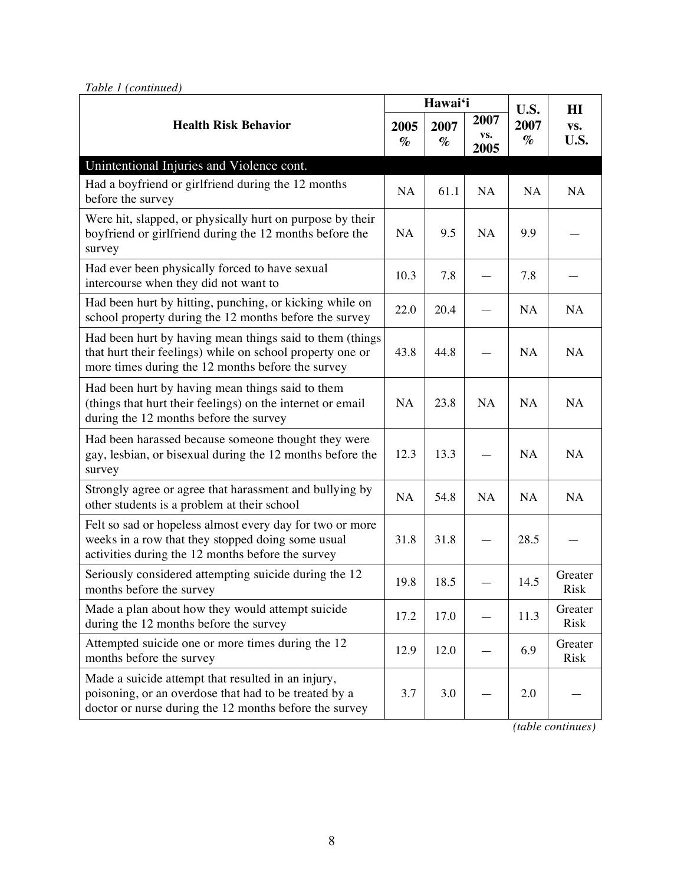*Table 1 (continued)*

| Health Risk Behavior | Hawai‘i | | | U.S. | HI vs. U.S. |
|---|---|---|---|---|---|
| | 2005 % | 2007 % | 2007 vs. 2005 | 2007 % | |
| **Unintentional Injuries and Violence cont.** | | | | | |
| Had a boyfriend or girlfriend during the 12 months before the survey | NA | 61.1 | NA | NA | NA |
| Were hit, slapped, or physically hurt on purpose by their boyfriend or girlfriend during the 12 months before the survey | NA | 9.5 | NA | 9.9 | — |
| Had ever been physically forced to have sexual intercourse when they did not want to | 10.3 | 7.8 | — | 7.8 | — |
| Had been hurt by hitting, punching, or kicking while on school property during the 12 months before the survey | 22.0 | 20.4 | — | NA | NA |
| Had been hurt by having mean things said to them (things that hurt their feelings) while on school property one or more times during the 12 months before the survey | 43.8 | 44.8 | — | NA | NA |
| Had been hurt by having mean things said to them (things that hurt their feelings) on the internet or email during the 12 months before the survey | NA | 23.8 | NA | NA | NA |
| Had been harassed because someone thought they were gay, lesbian, or bisexual during the 12 months before the survey | 12.3 | 13.3 | — | NA | NA |
| Strongly agree or agree that harassment and bullying by other students is a problem at their school | NA | 54.8 | NA | NA | NA |
| Felt so sad or hopeless almost every day for two or more weeks in a row that they stopped doing some usual activities during the 12 months before the survey | 31.8 | 31.8 | — | 28.5 | — |
| Seriously considered attempting suicide during the 12 months before the survey | 19.8 | 18.5 | — | 14.5 | Greater Risk |
| Made a plan about how they would attempt suicide during the 12 months before the survey | 17.2 | 17.0 | — | 11.3 | Greater Risk |
| Attempted suicide one or more times during the 12 months before the survey | 12.9 | 12.0 | — | 6.9 | Greater Risk |
| Made a suicide attempt that resulted in an injury, poisoning, or an overdose that had to be treated by a doctor or nurse during the 12 months before the survey | 3.7 | 3.0 | — | 2.0 | — |

*(table continues)*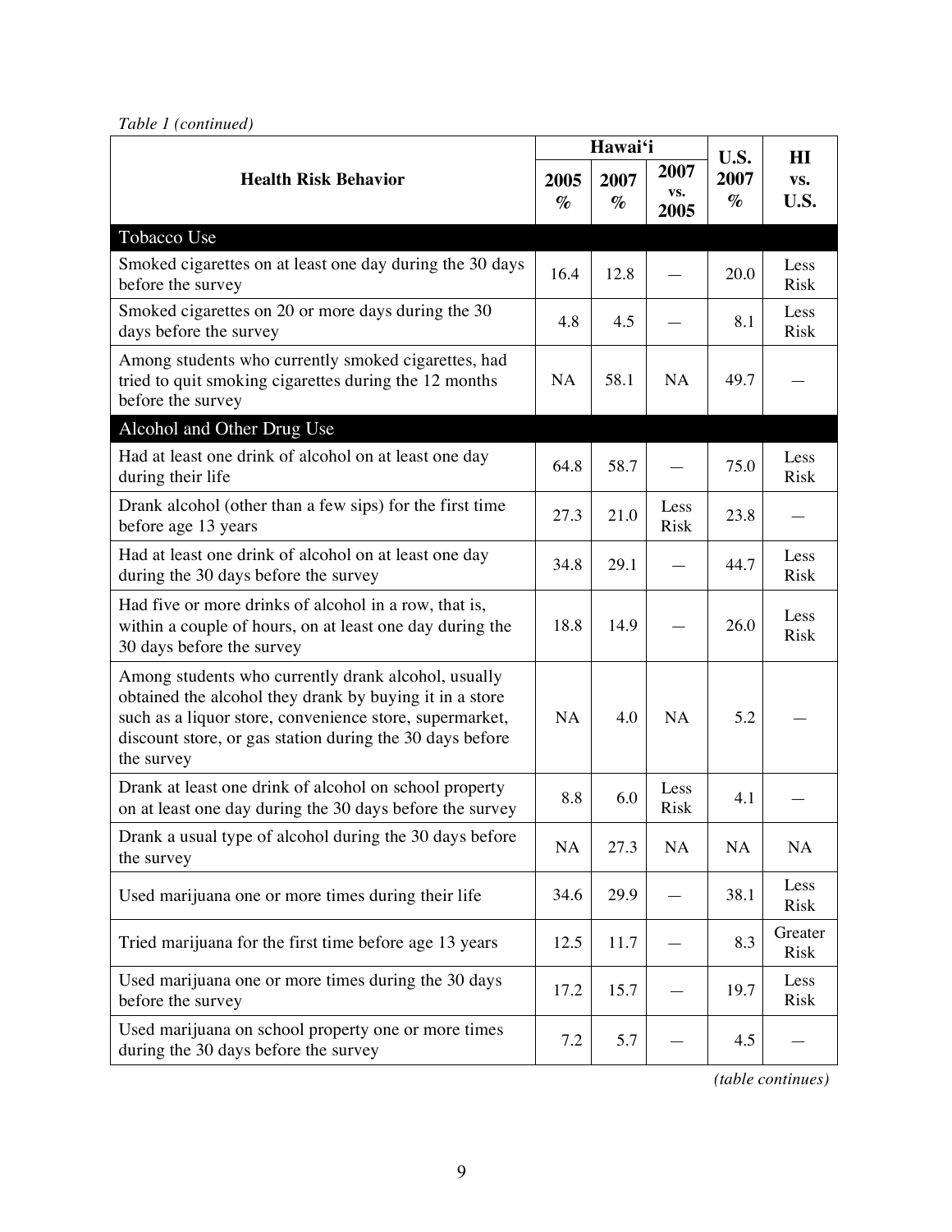*Table 1 (continued)*

| Health Risk Behavior | Hawai'i | | | U.S. 2007 % | HI vs. U.S. |
|---|---|---|---|---|---|
| | 2005 % | 2007 % | 2007 vs. 2005 | | |
| **Tobacco Use** | | | | | |
| Smoked cigarettes on at least one day during the 30 days before the survey | 16.4 | 12.8 | — | 20.0 | Less Risk |
| Smoked cigarettes on 20 or more days during the 30 days before the survey | 4.8 | 4.5 | — | 8.1 | Less Risk |
| Among students who currently smoked cigarettes, had tried to quit smoking cigarettes during the 12 months before the survey | NA | 58.1 | NA | 49.7 | — |
| **Alcohol and Other Drug Use** | | | | | |
| Had at least one drink of alcohol on at least one day during their life | 64.8 | 58.7 | — | 75.0 | Less Risk |
| Drank alcohol (other than a few sips) for the first time before age 13 years | 27.3 | 21.0 | Less Risk | 23.8 | — |
| Had at least one drink of alcohol on at least one day during the 30 days before the survey | 34.8 | 29.1 | — | 44.7 | Less Risk |
| Had five or more drinks of alcohol in a row, that is, within a couple of hours, on at least one day during the 30 days before the survey | 18.8 | 14.9 | — | 26.0 | Less Risk |
| Among students who currently drank alcohol, usually obtained the alcohol they drank by buying it in a store such as a liquor store, convenience store, supermarket, discount store, or gas station during the 30 days before the survey | NA | 4.0 | NA | 5.2 | — |
| Drank at least one drink of alcohol on school property on at least one day during the 30 days before the survey | 8.8 | 6.0 | Less Risk | 4.1 | — |
| Drank a usual type of alcohol during the 30 days before the survey | NA | 27.3 | NA | NA | NA |
| Used marijuana one or more times during their life | 34.6 | 29.9 | — | 38.1 | Less Risk |
| Tried marijuana for the first time before age 13 years | 12.5 | 11.7 | — | 8.3 | Greater Risk |
| Used marijuana one or more times during the 30 days before the survey | 17.2 | 15.7 | — | 19.7 | Less Risk |
| Used marijuana on school property one or more times during the 30 days before the survey | 7.2 | 5.7 | — | 4.5 | — |

*(table continues)*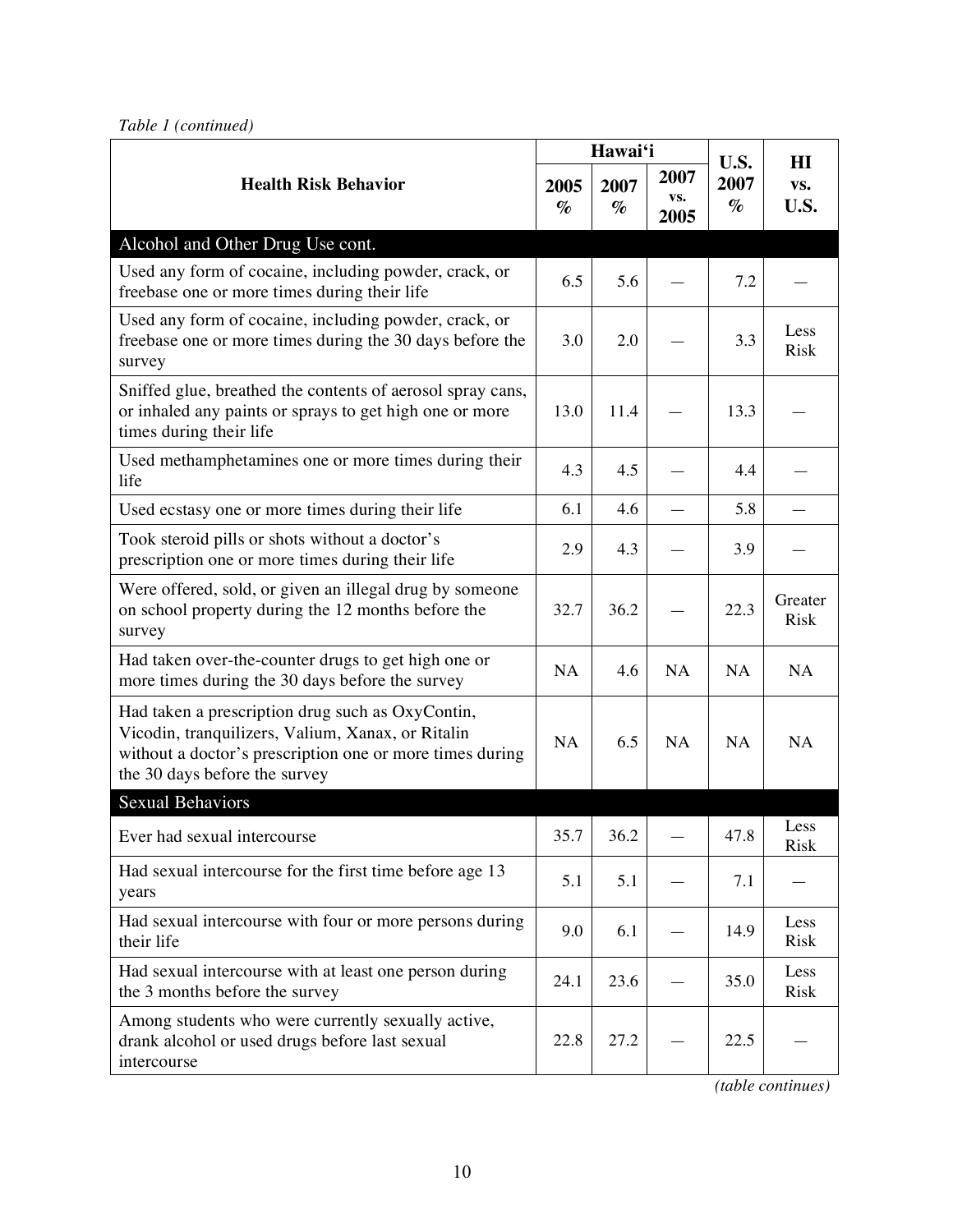*Table 1 (continued)*

| Health Risk Behavior | Hawai'i | | | U.S. 2007 % | HI vs. U.S. |
|---|---|---|---|---|---|
| | 2005 % | 2007 % | 2007 vs. 2005 | | |
| **Alcohol and Other Drug Use cont.** | | | | | |
| Used any form of cocaine, including powder, crack, or freebase one or more times during their life | 6.5 | 5.6 | — | 7.2 | — |
| Used any form of cocaine, including powder, crack, or freebase one or more times during the 30 days before the survey | 3.0 | 2.0 | — | 3.3 | Less Risk |
| Sniffed glue, breathed the contents of aerosol spray cans, or inhaled any paints or sprays to get high one or more times during their life | 13.0 | 11.4 | — | 13.3 | — |
| Used methamphetamines one or more times during their life | 4.3 | 4.5 | — | 4.4 | — |
| Used ecstasy one or more times during their life | 6.1 | 4.6 | — | 5.8 | — |
| Took steroid pills or shots without a doctor's prescription one or more times during their life | 2.9 | 4.3 | — | 3.9 | — |
| Were offered, sold, or given an illegal drug by someone on school property during the 12 months before the survey | 32.7 | 36.2 | — | 22.3 | Greater Risk |
| Had taken over-the-counter drugs to get high one or more times during the 30 days before the survey | NA | 4.6 | NA | NA | NA |
| Had taken a prescription drug such as OxyContin, Vicodin, tranquilizers, Valium, Xanax, or Ritalin without a doctor's prescription one or more times during the 30 days before the survey | NA | 6.5 | NA | NA | NA |
| **Sexual Behaviors** | | | | | |
| Ever had sexual intercourse | 35.7 | 36.2 | — | 47.8 | Less Risk |
| Had sexual intercourse for the first time before age 13 years | 5.1 | 5.1 | — | 7.1 | — |
| Had sexual intercourse with four or more persons during their life | 9.0 | 6.1 | — | 14.9 | Less Risk |
| Had sexual intercourse with at least one person during the 3 months before the survey | 24.1 | 23.6 | — | 35.0 | Less Risk |
| Among students who were currently sexually active, drank alcohol or used drugs before last sexual intercourse | 22.8 | 27.2 | — | 22.5 | — |

*(table continues)*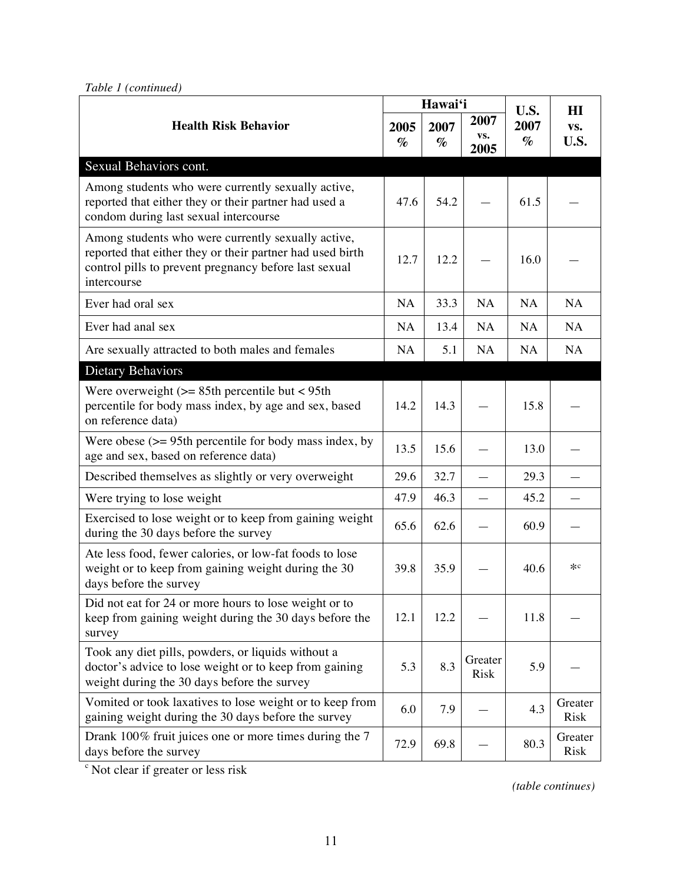*Table 1 (continued)*

| Health Risk Behavior | Hawai'i | | | U.S. | HI vs. U.S. |
|---|---|---|---|---|---|
| | 2005 % | 2007 % | 2007 vs. 2005 | 2007 % | |
| **Sexual Behaviors cont.** | | | | | |
| Among students who were currently sexually active, reported that either they or their partner had used a condom during last sexual intercourse | 47.6 | 54.2 | — | 61.5 | — |
| Among students who were currently sexually active, reported that either they or their partner had used birth control pills to prevent pregnancy before last sexual intercourse | 12.7 | 12.2 | — | 16.0 | — |
| Ever had oral sex | NA | 33.3 | NA | NA | NA |
| Ever had anal sex | NA | 13.4 | NA | NA | NA |
| Are sexually attracted to both males and females | NA | 5.1 | NA | NA | NA |
| **Dietary Behaviors** | | | | | |
| Were overweight (>= 85th percentile but < 95th percentile for body mass index, by age and sex, based on reference data) | 14.2 | 14.3 | — | 15.8 | — |
| Were obese (>= 95th percentile for body mass index, by age and sex, based on reference data) | 13.5 | 15.6 | — | 13.0 | — |
| Described themselves as slightly or very overweight | 29.6 | 32.7 | — | 29.3 | — |
| Were trying to lose weight | 47.9 | 46.3 | — | 45.2 | — |
| Exercised to lose weight or to keep from gaining weight during the 30 days before the survey | 65.6 | 62.6 | — | 60.9 | — |
| Ate less food, fewer calories, or low-fat foods to lose weight or to keep from gaining weight during the 30 days before the survey | 39.8 | 35.9 | — | 40.6 | *[c] |
| Did not eat for 24 or more hours to lose weight or to keep from gaining weight during the 30 days before the survey | 12.1 | 12.2 | — | 11.8 | — |
| Took any diet pills, powders, or liquids without a doctor's advice to lose weight or to keep from gaining weight during the 30 days before the survey | 5.3 | 8.3 | Greater Risk | 5.9 | — |
| Vomited or took laxatives to lose weight or to keep from gaining weight during the 30 days before the survey | 6.0 | 7.9 | — | 4.3 | Greater Risk |
| Drank 100% fruit juices one or more times during the 7 days before the survey | 72.9 | 69.8 | — | 80.3 | Greater Risk |

[c] Not clear if greater or less risk

*(table continues)*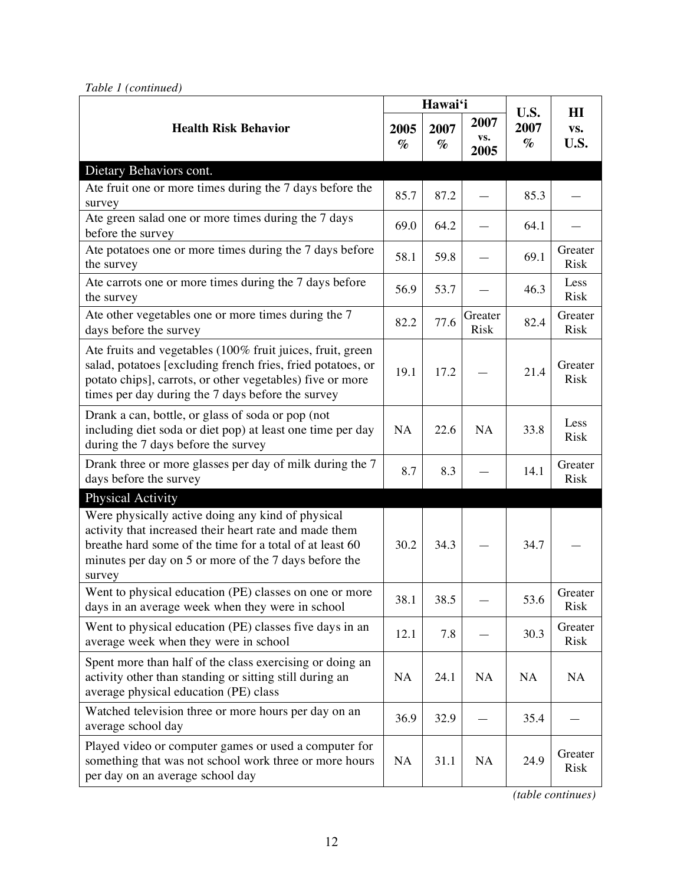*Table 1 (continued)*

| Health Risk Behavior | Hawai'i | | | U.S. 2007 % | HI vs. U.S. |
|---|---|---|---|---|---|
| | 2005 % | 2007 % | 2007 vs. 2005 | | |
| **Dietary Behaviors cont.** | | | | | |
| Ate fruit one or more times during the 7 days before the survey | 85.7 | 87.2 | — | 85.3 | — |
| Ate green salad one or more times during the 7 days before the survey | 69.0 | 64.2 | — | 64.1 | — |
| Ate potatoes one or more times during the 7 days before the survey | 58.1 | 59.8 | — | 69.1 | Greater Risk |
| Ate carrots one or more times during the 7 days before the survey | 56.9 | 53.7 | — | 46.3 | Less Risk |
| Ate other vegetables one or more times during the 7 days before the survey | 82.2 | 77.6 | Greater Risk | 82.4 | Greater Risk |
| Ate fruits and vegetables (100% fruit juices, fruit, green salad, potatoes [excluding french fries, fried potatoes, or potato chips], carrots, or other vegetables) five or more times per day during the 7 days before the survey | 19.1 | 17.2 | — | 21.4 | Greater Risk |
| Drank a can, bottle, or glass of soda or pop (not including diet soda or diet pop) at least one time per day during the 7 days before the survey | NA | 22.6 | NA | 33.8 | Less Risk |
| Drank three or more glasses per day of milk during the 7 days before the survey | 8.7 | 8.3 | — | 14.1 | Greater Risk |
| **Physical Activity** | | | | | |
| Were physically active doing any kind of physical activity that increased their heart rate and made them breathe hard some of the time for a total of at least 60 minutes per day on 5 or more of the 7 days before the survey | 30.2 | 34.3 | — | 34.7 | — |
| Went to physical education (PE) classes on one or more days in an average week when they were in school | 38.1 | 38.5 | — | 53.6 | Greater Risk |
| Went to physical education (PE) classes five days in an average week when they were in school | 12.1 | 7.8 | — | 30.3 | Greater Risk |
| Spent more than half of the class exercising or doing an activity other than standing or sitting still during an average physical education (PE) class | NA | 24.1 | NA | NA | NA |
| Watched television three or more hours per day on an average school day | 36.9 | 32.9 | — | 35.4 | — |
| Played video or computer games or used a computer for something that was not school work three or more hours per day on an average school day | NA | 31.1 | NA | 24.9 | Greater Risk |

*(table continues)*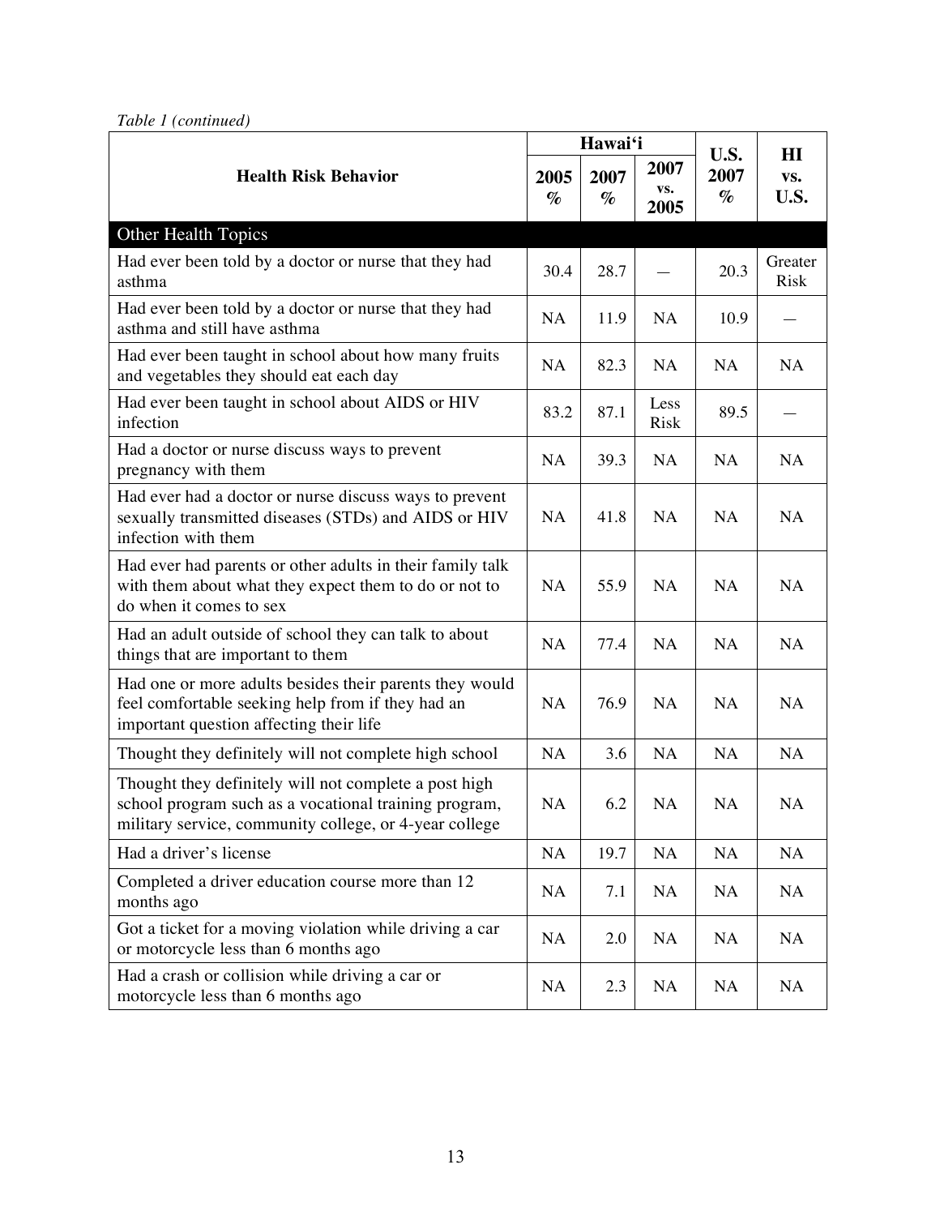*Table 1 (continued)*

| Health Risk Behavior | Hawai'i | | | U.S. 2007 % | HI vs. U.S. |
|---|---|---|---|---|---|
| | 2005 % | 2007 % | 2007 vs. 2005 | | |
| **Other Health Topics** | | | | | |
| Had ever been told by a doctor or nurse that they had asthma | 30.4 | 28.7 | — | 20.3 | Greater Risk |
| Had ever been told by a doctor or nurse that they had asthma and still have asthma | NA | 11.9 | NA | 10.9 | — |
| Had ever been taught in school about how many fruits and vegetables they should eat each day | NA | 82.3 | NA | NA | NA |
| Had ever been taught in school about AIDS or HIV infection | 83.2 | 87.1 | Less Risk | 89.5 | — |
| Had a doctor or nurse discuss ways to prevent pregnancy with them | NA | 39.3 | NA | NA | NA |
| Had ever had a doctor or nurse discuss ways to prevent sexually transmitted diseases (STDs) and AIDS or HIV infection with them | NA | 41.8 | NA | NA | NA |
| Had ever had parents or other adults in their family talk with them about what they expect them to do or not to do when it comes to sex | NA | 55.9 | NA | NA | NA |
| Had an adult outside of school they can talk to about things that are important to them | NA | 77.4 | NA | NA | NA |
| Had one or more adults besides their parents they would feel comfortable seeking help from if they had an important question affecting their life | NA | 76.9 | NA | NA | NA |
| Thought they definitely will not complete high school | NA | 3.6 | NA | NA | NA |
| Thought they definitely will not complete a post high school program such as a vocational training program, military service, community college, or 4-year college | NA | 6.2 | NA | NA | NA |
| Had a driver's license | NA | 19.7 | NA | NA | NA |
| Completed a driver education course more than 12 months ago | NA | 7.1 | NA | NA | NA |
| Got a ticket for a moving violation while driving a car or motorcycle less than 6 months ago | NA | 2.0 | NA | NA | NA |
| Had a crash or collision while driving a car or motorcycle less than 6 months ago | NA | 2.3 | NA | NA | NA |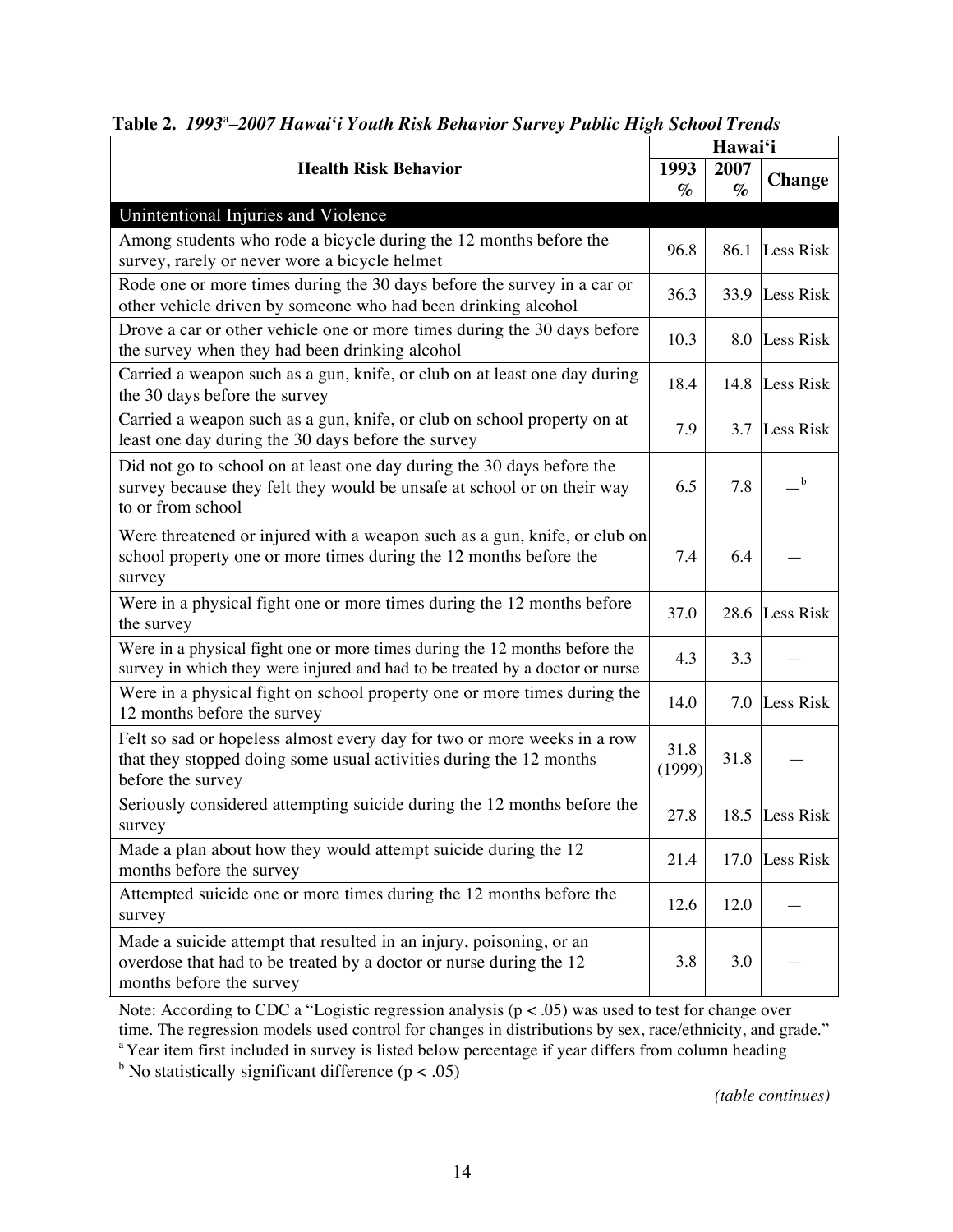**Table 2.** *1993*[a]*–2007 Hawai'i Youth Risk Behavior Survey Public High School Trends*

| Health Risk Behavior | Hawai'i | | |
|---|---|---|---|
| | 1993 % | 2007 % | Change |
| **Unintentional Injuries and Violence** | | | |
| Among students who rode a bicycle during the 12 months before the survey, rarely or never wore a bicycle helmet | 96.8 | 86.1 | Less Risk |
| Rode one or more times during the 30 days before the survey in a car or other vehicle driven by someone who had been drinking alcohol | 36.3 | 33.9 | Less Risk |
| Drove a car or other vehicle one or more times during the 30 days before the survey when they had been drinking alcohol | 10.3 | 8.0 | Less Risk |
| Carried a weapon such as a gun, knife, or club on at least one day during the 30 days before the survey | 18.4 | 14.8 | Less Risk |
| Carried a weapon such as a gun, knife, or club on school property on at least one day during the 30 days before the survey | 7.9 | 3.7 | Less Risk |
| Did not go to school on at least one day during the 30 days before the survey because they felt they would be unsafe at school or on their way to or from school | 6.5 | 7.8 | —[b] |
| Were threatened or injured with a weapon such as a gun, knife, or club on school property one or more times during the 12 months before the survey | 7.4 | 6.4 | — |
| Were in a physical fight one or more times during the 12 months before the survey | 37.0 | 28.6 | Less Risk |
| Were in a physical fight one or more times during the 12 months before the survey in which they were injured and had to be treated by a doctor or nurse | 4.3 | 3.3 | — |
| Were in a physical fight on school property one or more times during the 12 months before the survey | 14.0 | 7.0 | Less Risk |
| Felt so sad or hopeless almost every day for two or more weeks in a row that they stopped doing some usual activities during the 12 months before the survey | 31.8 (1999) | 31.8 | — |
| Seriously considered attempting suicide during the 12 months before the survey | 27.8 | 18.5 | Less Risk |
| Made a plan about how they would attempt suicide during the 12 months before the survey | 21.4 | 17.0 | Less Risk |
| Attempted suicide one or more times during the 12 months before the survey | 12.6 | 12.0 | — |
| Made a suicide attempt that resulted in an injury, poisoning, or an overdose that had to be treated by a doctor or nurse during the 12 months before the survey | 3.8 | 3.0 | — |

Note: According to CDC a "Logistic regression analysis ($p < .05$) was used to test for change over time. The regression models used control for changes in distributions by sex, race/ethnicity, and grade."

[a] Year item first included in survey is listed below percentage if year differs from column heading

[b] No statistically significant difference ($p < .05$)

*(table continues)*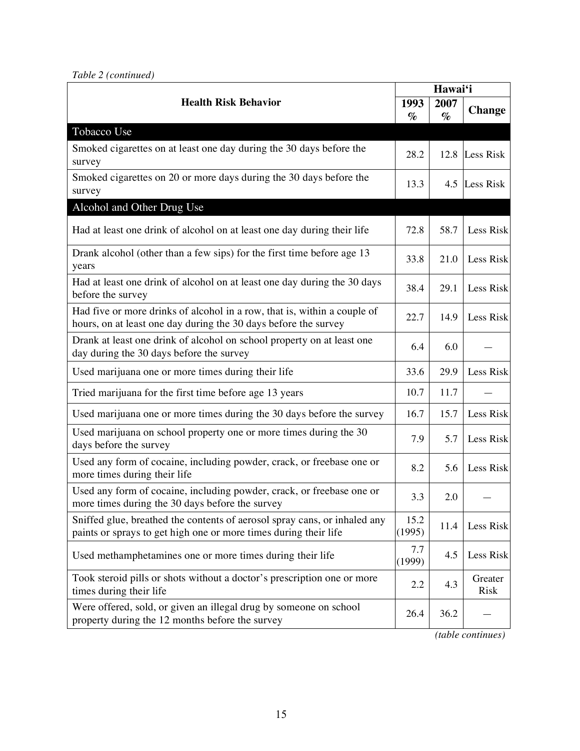*Table 2 (continued)*

| Health Risk Behavior | Hawai'i | | |
|---|---|---|---|
| | 1993 % | 2007 % | Change |
| **Tobacco Use** | | | |
| Smoked cigarettes on at least one day during the 30 days before the survey | 28.2 | 12.8 | Less Risk |
| Smoked cigarettes on 20 or more days during the 30 days before the survey | 13.3 | 4.5 | Less Risk |
| **Alcohol and Other Drug Use** | | | |
| Had at least one drink of alcohol on at least one day during their life | 72.8 | 58.7 | Less Risk |
| Drank alcohol (other than a few sips) for the first time before age 13 years | 33.8 | 21.0 | Less Risk |
| Had at least one drink of alcohol on at least one day during the 30 days before the survey | 38.4 | 29.1 | Less Risk |
| Had five or more drinks of alcohol in a row, that is, within a couple of hours, on at least one day during the 30 days before the survey | 22.7 | 14.9 | Less Risk |
| Drank at least one drink of alcohol on school property on at least one day during the 30 days before the survey | 6.4 | 6.0 | — |
| Used marijuana one or more times during their life | 33.6 | 29.9 | Less Risk |
| Tried marijuana for the first time before age 13 years | 10.7 | 11.7 | — |
| Used marijuana one or more times during the 30 days before the survey | 16.7 | 15.7 | Less Risk |
| Used marijuana on school property one or more times during the 30 days before the survey | 7.9 | 5.7 | Less Risk |
| Used any form of cocaine, including powder, crack, or freebase one or more times during their life | 8.2 | 5.6 | Less Risk |
| Used any form of cocaine, including powder, crack, or freebase one or more times during the 30 days before the survey | 3.3 | 2.0 | — |
| Sniffed glue, breathed the contents of aerosol spray cans, or inhaled any paints or sprays to get high one or more times during their life | 15.2 (1995) | 11.4 | Less Risk |
| Used methamphetamines one or more times during their life | 7.7 (1999) | 4.5 | Less Risk |
| Took steroid pills or shots without a doctor's prescription one or more times during their life | 2.2 | 4.3 | Greater Risk |
| Were offered, sold, or given an illegal drug by someone on school property during the 12 months before the survey | 26.4 | 36.2 | — |

*(table continues)*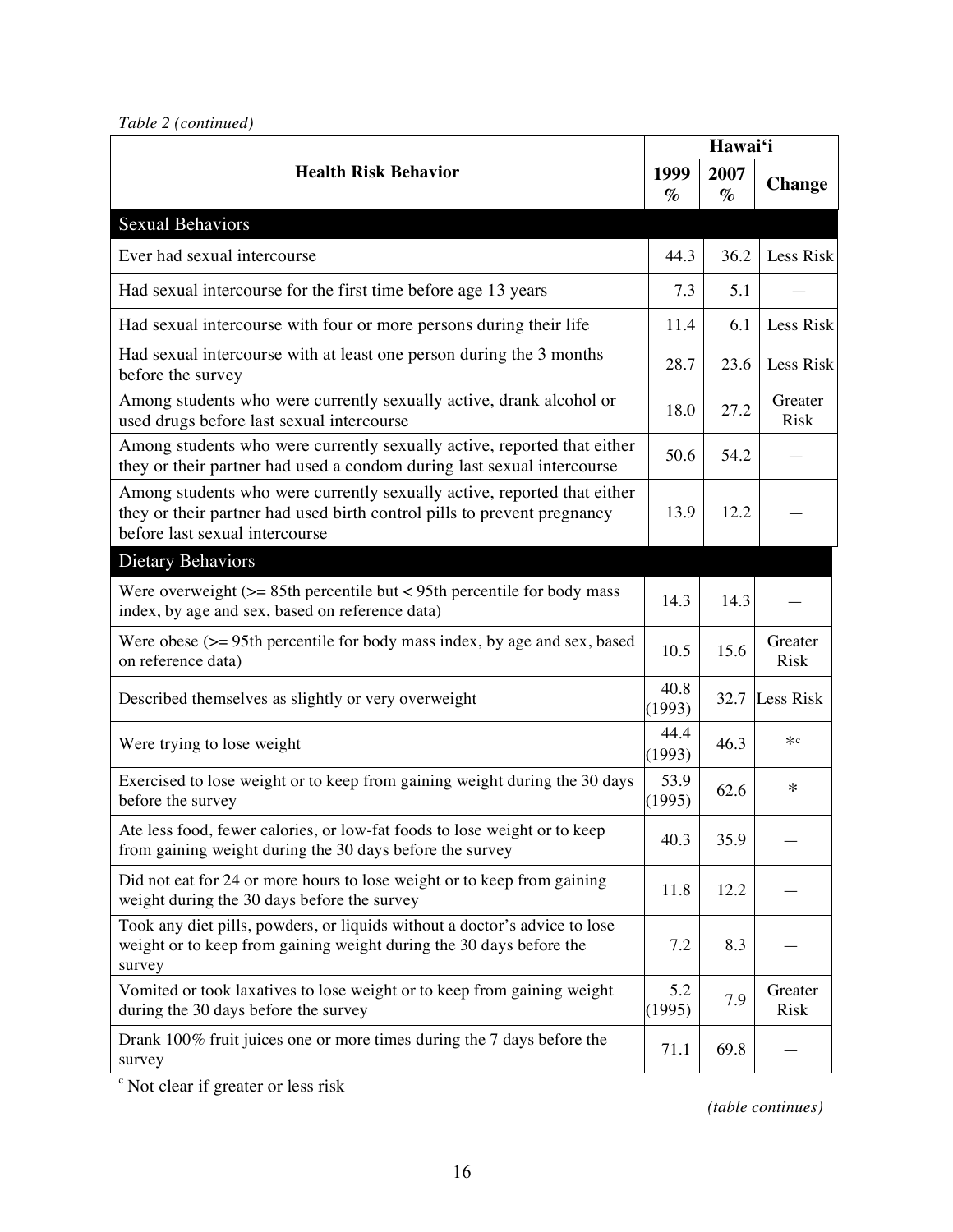*Table 2 (continued)*

| Health Risk Behavior | Hawai'i | | |
|---|---|---|---|
| | 1999 % | 2007 % | Change |
| **Sexual Behaviors** | | | |
| Ever had sexual intercourse | 44.3 | 36.2 | Less Risk |
| Had sexual intercourse for the first time before age 13 years | 7.3 | 5.1 | — |
| Had sexual intercourse with four or more persons during their life | 11.4 | 6.1 | Less Risk |
| Had sexual intercourse with at least one person during the 3 months before the survey | 28.7 | 23.6 | Less Risk |
| Among students who were currently sexually active, drank alcohol or used drugs before last sexual intercourse | 18.0 | 27.2 | Greater Risk |
| Among students who were currently sexually active, reported that either they or their partner had used a condom during last sexual intercourse | 50.6 | 54.2 | — |
| Among students who were currently sexually active, reported that either they or their partner had used birth control pills to prevent pregnancy before last sexual intercourse | 13.9 | 12.2 | — |
| **Dietary Behaviors** | | | |
| Were overweight (>= 85th percentile but < 95th percentile for body mass index, by age and sex, based on reference data) | 14.3 | 14.3 | — |
| Were obese (>= 95th percentile for body mass index, by age and sex, based on reference data) | 10.5 | 15.6 | Greater Risk |
| Described themselves as slightly or very overweight | 40.8 (1993) | 32.7 | Less Risk |
| Were trying to lose weight | 44.4 (1993) | 46.3 | *[c] |
| Exercised to lose weight or to keep from gaining weight during the 30 days before the survey | 53.9 (1995) | 62.6 | * |
| Ate less food, fewer calories, or low-fat foods to lose weight or to keep from gaining weight during the 30 days before the survey | 40.3 | 35.9 | — |
| Did not eat for 24 or more hours to lose weight or to keep from gaining weight during the 30 days before the survey | 11.8 | 12.2 | — |
| Took any diet pills, powders, or liquids without a doctor's advice to lose weight or to keep from gaining weight during the 30 days before the survey | 7.2 | 8.3 | — |
| Vomited or took laxatives to lose weight or to keep from gaining weight during the 30 days before the survey | 5.2 (1995) | 7.9 | Greater Risk |
| Drank 100% fruit juices one or more times during the 7 days before the survey | 71.1 | 69.8 | — |

[c] Not clear if greater or less risk

*(table continues)*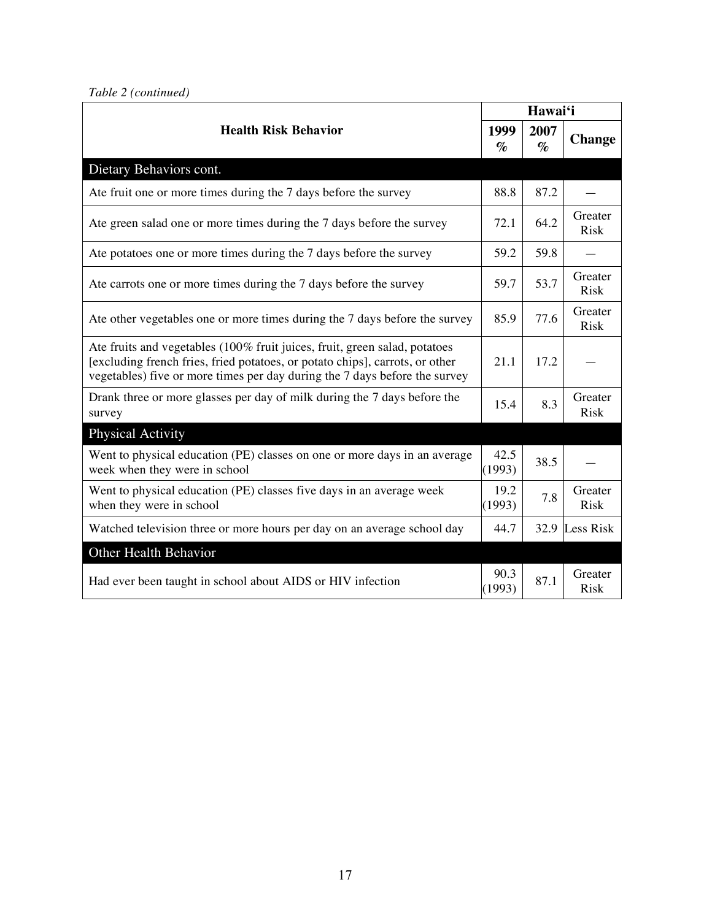*Table 2 (continued)*

| Health Risk Behavior | Hawai'i | | |
|---|---|---|---|
| | 1999 % | 2007 % | Change |
| **Dietary Behaviors cont.** | | | |
| Ate fruit one or more times during the 7 days before the survey | 88.8 | 87.2 | — |
| Ate green salad one or more times during the 7 days before the survey | 72.1 | 64.2 | Greater Risk |
| Ate potatoes one or more times during the 7 days before the survey | 59.2 | 59.8 | — |
| Ate carrots one or more times during the 7 days before the survey | 59.7 | 53.7 | Greater Risk |
| Ate other vegetables one or more times during the 7 days before the survey | 85.9 | 77.6 | Greater Risk |
| Ate fruits and vegetables (100% fruit juices, fruit, green salad, potatoes [excluding french fries, fried potatoes, or potato chips], carrots, or other vegetables) five or more times per day during the 7 days before the survey | 21.1 | 17.2 | — |
| Drank three or more glasses per day of milk during the 7 days before the survey | 15.4 | 8.3 | Greater Risk |
| **Physical Activity** | | | |
| Went to physical education (PE) classes on one or more days in an average week when they were in school | 42.5 (1993) | 38.5 | — |
| Went to physical education (PE) classes five days in an average week when they were in school | 19.2 (1993) | 7.8 | Greater Risk |
| Watched television three or more hours per day on an average school day | 44.7 | 32.9 | Less Risk |
| **Other Health Behavior** | | | |
| Had ever been taught in school about AIDS or HIV infection | 90.3 (1993) | 87.1 | Greater Risk |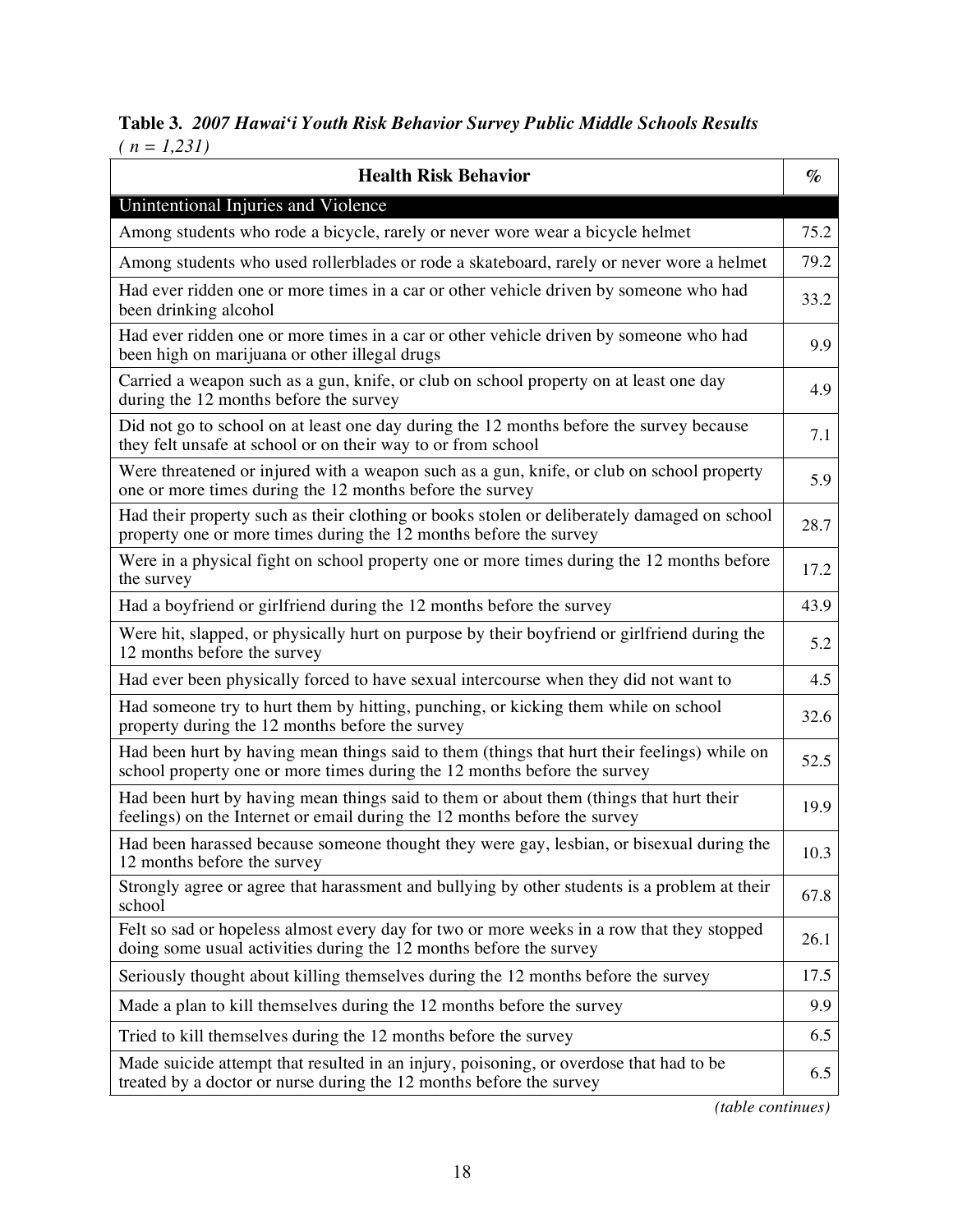**Table 3.** ***2007 Hawai'i Youth Risk Behavior Survey Public Middle Schools Results***
*( n = 1,231)*

| Health Risk Behavior | % |
|---|---|
| Unintentional Injuries and Violence | |
| Among students who rode a bicycle, rarely or never wore wear a bicycle helmet | 75.2 |
| Among students who used rollerblades or rode a skateboard, rarely or never wore a helmet | 79.2 |
| Had ever ridden one or more times in a car or other vehicle driven by someone who had been drinking alcohol | 33.2 |
| Had ever ridden one or more times in a car or other vehicle driven by someone who had been high on marijuana or other illegal drugs | 9.9 |
| Carried a weapon such as a gun, knife, or club on school property on at least one day during the 12 months before the survey | 4.9 |
| Did not go to school on at least one day during the 12 months before the survey because they felt unsafe at school or on their way to or from school | 7.1 |
| Were threatened or injured with a weapon such as a gun, knife, or club on school property one or more times during the 12 months before the survey | 5.9 |
| Had their property such as their clothing or books stolen or deliberately damaged on school property one or more times during the 12 months before the survey | 28.7 |
| Were in a physical fight on school property one or more times during the 12 months before the survey | 17.2 |
| Had a boyfriend or girlfriend during the 12 months before the survey | 43.9 |
| Were hit, slapped, or physically hurt on purpose by their boyfriend or girlfriend during the 12 months before the survey | 5.2 |
| Had ever been physically forced to have sexual intercourse when they did not want to | 4.5 |
| Had someone try to hurt them by hitting, punching, or kicking them while on school property during the 12 months before the survey | 32.6 |
| Had been hurt by having mean things said to them (things that hurt their feelings) while on school property one or more times during the 12 months before the survey | 52.5 |
| Had been hurt by having mean things said to them or about them (things that hurt their feelings) on the Internet or email during the 12 months before the survey | 19.9 |
| Had been harassed because someone thought they were gay, lesbian, or bisexual during the 12 months before the survey | 10.3 |
| Strongly agree or agree that harassment and bullying by other students is a problem at their school | 67.8 |
| Felt so sad or hopeless almost every day for two or more weeks in a row that they stopped doing some usual activities during the 12 months before the survey | 26.1 |
| Seriously thought about killing themselves during the 12 months before the survey | 17.5 |
| Made a plan to kill themselves during the 12 months before the survey | 9.9 |
| Tried to kill themselves during the 12 months before the survey | 6.5 |
| Made suicide attempt that resulted in an injury, poisoning, or overdose that had to be treated by a doctor or nurse during the 12 months before the survey | 6.5 |

*(table continues)*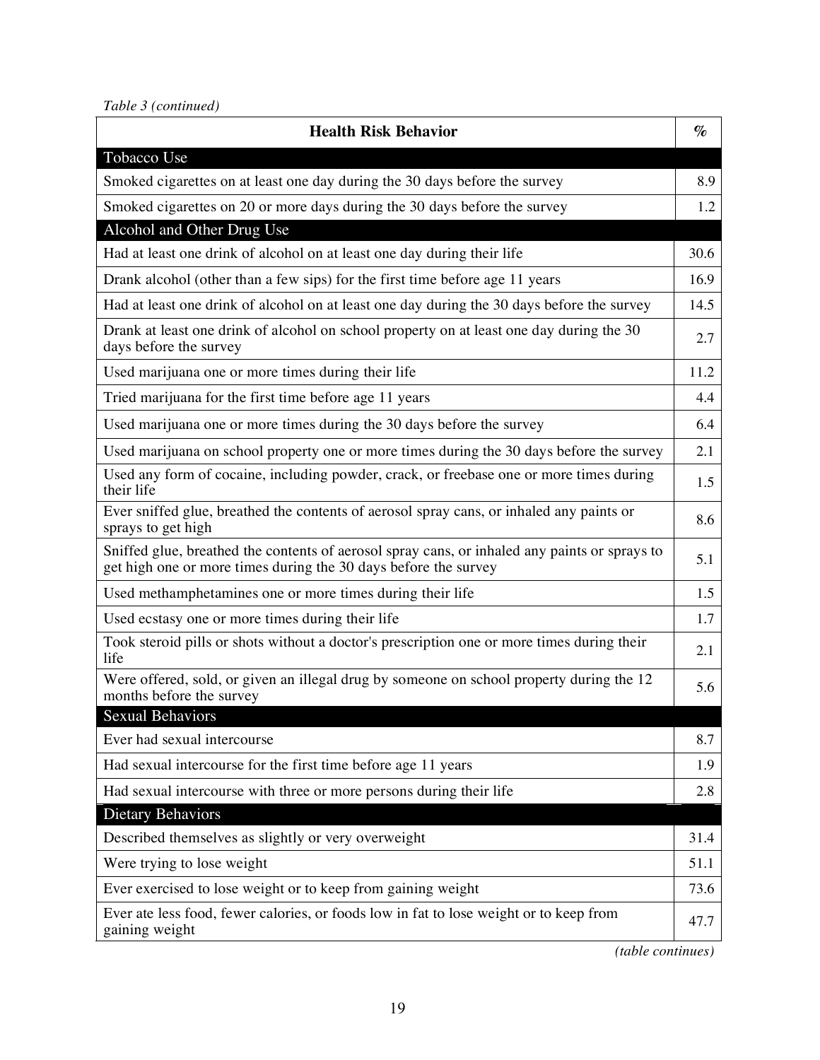*Table 3 (continued)*

| Health Risk Behavior | % |
|---|---|
| **Tobacco Use** | |
| Smoked cigarettes on at least one day during the 30 days before the survey | 8.9 |
| Smoked cigarettes on 20 or more days during the 30 days before the survey | 1.2 |
| **Alcohol and Other Drug Use** | |
| Had at least one drink of alcohol on at least one day during their life | 30.6 |
| Drank alcohol (other than a few sips) for the first time before age 11 years | 16.9 |
| Had at least one drink of alcohol on at least one day during the 30 days before the survey | 14.5 |
| Drank at least one drink of alcohol on school property on at least one day during the 30 days before the survey | 2.7 |
| Used marijuana one or more times during their life | 11.2 |
| Tried marijuana for the first time before age 11 years | 4.4 |
| Used marijuana one or more times during the 30 days before the survey | 6.4 |
| Used marijuana on school property one or more times during the 30 days before the survey | 2.1 |
| Used any form of cocaine, including powder, crack, or freebase one or more times during their life | 1.5 |
| Ever sniffed glue, breathed the contents of aerosol spray cans, or inhaled any paints or sprays to get high | 8.6 |
| Sniffed glue, breathed the contents of aerosol spray cans, or inhaled any paints or sprays to get high one or more times during the 30 days before the survey | 5.1 |
| Used methamphetamines one or more times during their life | 1.5 |
| Used ecstasy one or more times during their life | 1.7 |
| Took steroid pills or shots without a doctor's prescription one or more times during their life | 2.1 |
| Were offered, sold, or given an illegal drug by someone on school property during the 12 months before the survey | 5.6 |
| **Sexual Behaviors** | |
| Ever had sexual intercourse | 8.7 |
| Had sexual intercourse for the first time before age 11 years | 1.9 |
| Had sexual intercourse with three or more persons during their life | 2.8 |
| **Dietary Behaviors** | |
| Described themselves as slightly or very overweight | 31.4 |
| Were trying to lose weight | 51.1 |
| Ever exercised to lose weight or to keep from gaining weight | 73.6 |
| Ever ate less food, fewer calories, or foods low in fat to lose weight or to keep from gaining weight | 47.7 |

*(table continues)*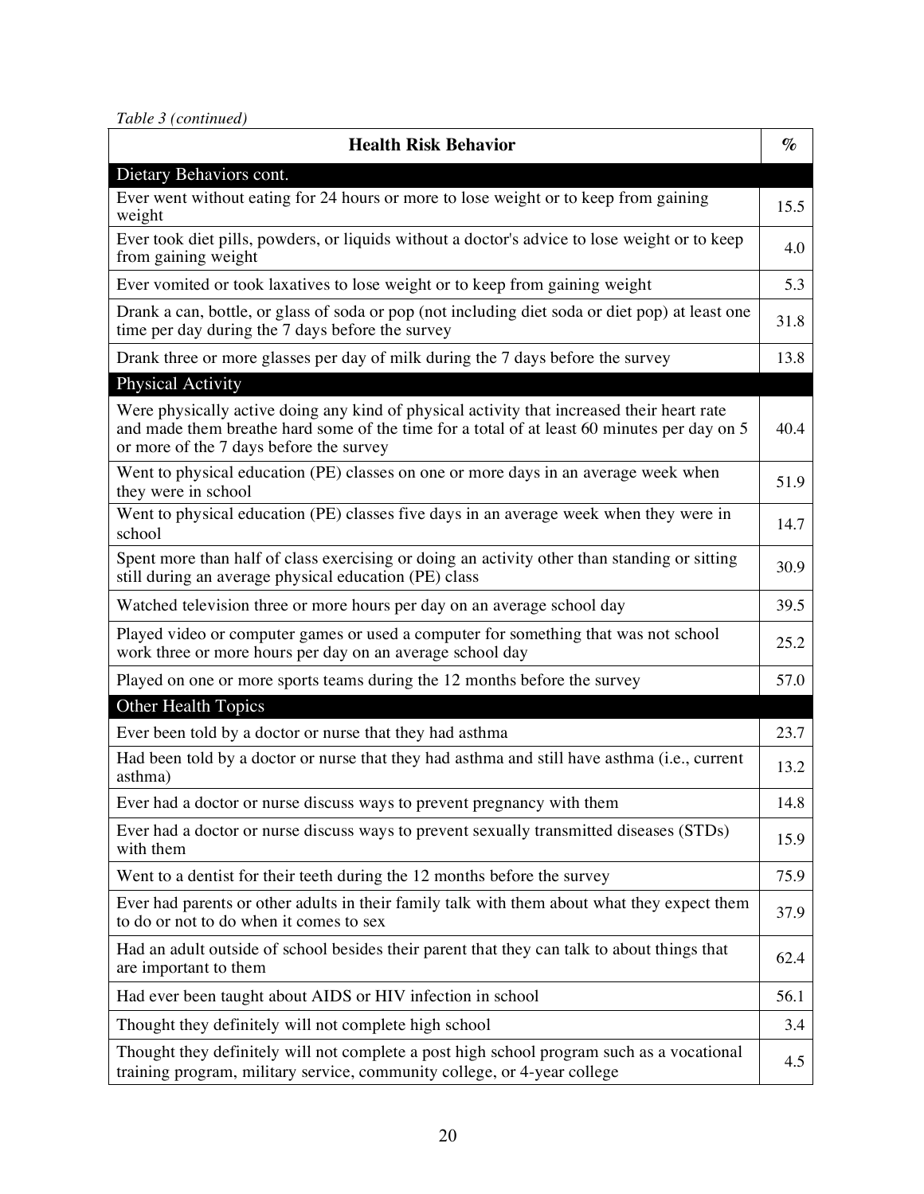*Table 3 (continued)*

| Health Risk Behavior | % |
|---|---|
| **Dietary Behaviors cont.** | |
| Ever went without eating for 24 hours or more to lose weight or to keep from gaining weight | 15.5 |
| Ever took diet pills, powders, or liquids without a doctor's advice to lose weight or to keep from gaining weight | 4.0 |
| Ever vomited or took laxatives to lose weight or to keep from gaining weight | 5.3 |
| Drank a can, bottle, or glass of soda or pop (not including diet soda or diet pop) at least one time per day during the 7 days before the survey | 31.8 |
| Drank three or more glasses per day of milk during the 7 days before the survey | 13.8 |
| **Physical Activity** | |
| Were physically active doing any kind of physical activity that increased their heart rate and made them breathe hard some of the time for a total of at least 60 minutes per day on 5 or more of the 7 days before the survey | 40.4 |
| Went to physical education (PE) classes on one or more days in an average week when they were in school | 51.9 |
| Went to physical education (PE) classes five days in an average week when they were in school | 14.7 |
| Spent more than half of class exercising or doing an activity other than standing or sitting still during an average physical education (PE) class | 30.9 |
| Watched television three or more hours per day on an average school day | 39.5 |
| Played video or computer games or used a computer for something that was not school work three or more hours per day on an average school day | 25.2 |
| Played on one or more sports teams during the 12 months before the survey | 57.0 |
| **Other Health Topics** | |
| Ever been told by a doctor or nurse that they had asthma | 23.7 |
| Had been told by a doctor or nurse that they had asthma and still have asthma (i.e., current asthma) | 13.2 |
| Ever had a doctor or nurse discuss ways to prevent pregnancy with them | 14.8 |
| Ever had a doctor or nurse discuss ways to prevent sexually transmitted diseases (STDs) with them | 15.9 |
| Went to a dentist for their teeth during the 12 months before the survey | 75.9 |
| Ever had parents or other adults in their family talk with them about what they expect them to do or not to do when it comes to sex | 37.9 |
| Had an adult outside of school besides their parent that they can talk to about things that are important to them | 62.4 |
| Had ever been taught about AIDS or HIV infection in school | 56.1 |
| Thought they definitely will not complete high school | 3.4 |
| Thought they definitely will not complete a post high school program such as a vocational training program, military service, community college, or 4-year college | 4.5 |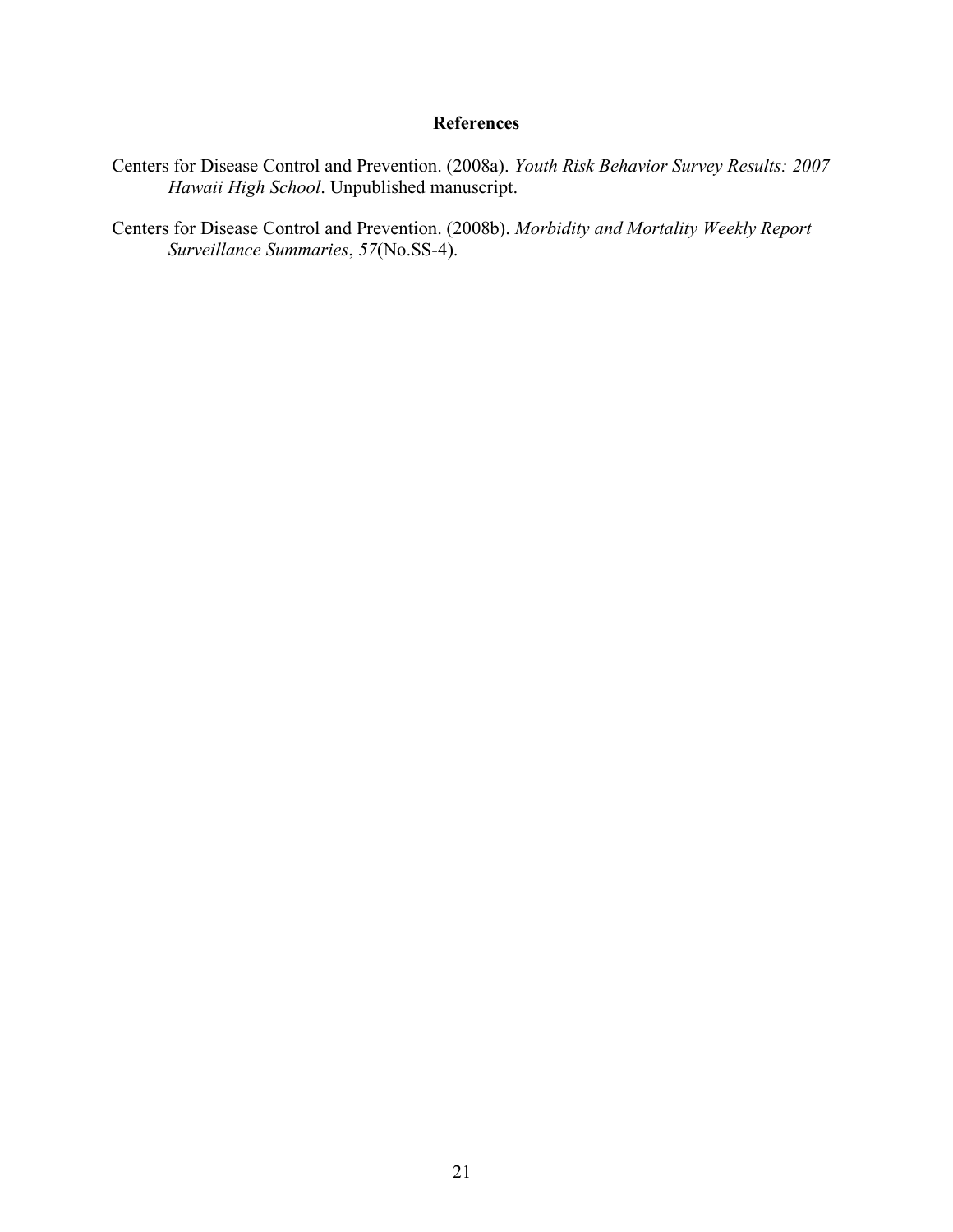## References

Centers for Disease Control and Prevention. (2008a). *Youth Risk Behavior Survey Results: 2007 Hawaii High School*. Unpublished manuscript.

Centers for Disease Control and Prevention. (2008b). *Morbidity and Mortality Weekly Report Surveillance Summaries*, *57*(No.SS-4).